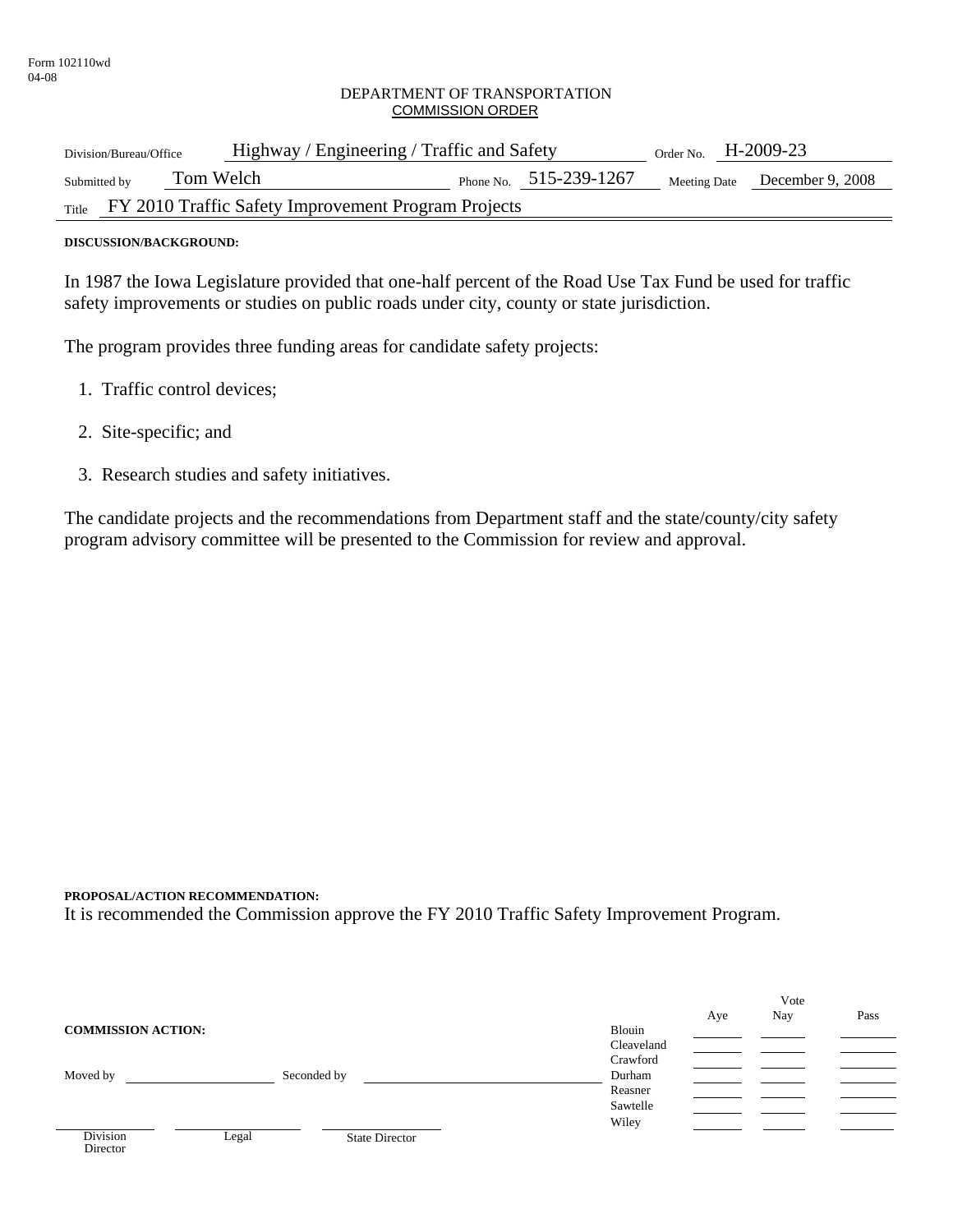Form 102110wd
04-08

DEPARTMENT OF TRANSPORTATION
COMMISSION ORDER

| | | | |
|---|---|---|---|
| Division/Bureau/Office | Highway / Engineering / Traffic and Safety | Order No. | H-2009-23 |
| Submitted by | Tom Welch | Phone No. 515-239-1267 | Meeting Date December 9, 2008 |
| Title | FY 2010 Traffic Safety Improvement Program Projects | | |

**DISCUSSION/BACKGROUND:**

In 1987 the Iowa Legislature provided that one-half percent of the Road Use Tax Fund be used for traffic safety improvements or studies on public roads under city, county or state jurisdiction.

The program provides three funding areas for candidate safety projects:

1. Traffic control devices;
2. Site-specific; and
3. Research studies and safety initiatives.

The candidate projects and the recommendations from Department staff and the state/county/city safety program advisory committee will be presented to the Commission for review and approval.

**PROPOSAL/ACTION RECOMMENDATION:**

It is recommended the Commission approve the FY 2010 Traffic Safety Improvement Program.

**COMMISSION ACTION:**

Moved by ____________ Seconded by ____________

| | Aye | Nay | Pass |
|---|---|---|---|
| Blouin | | | |
| Cleaveland | | | |
| Crawford | | | |
| Durham | | | |
| Reasner | | | |
| Sawtelle | | | |
| Wiley | | | |

Division Director ____________ Legal ____________ State Director ____________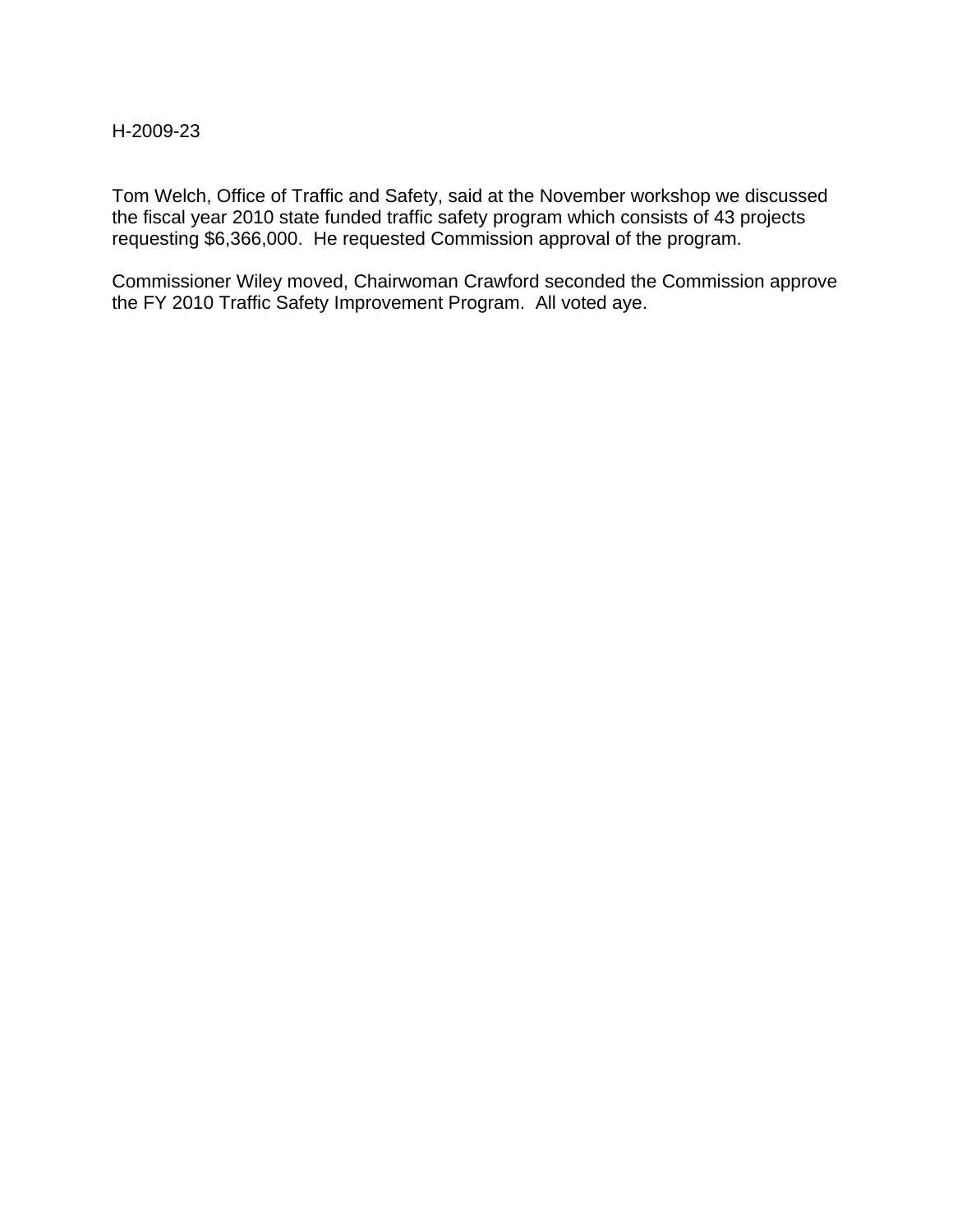H-2009-23

Tom Welch, Office of Traffic and Safety, said at the November workshop we discussed the fiscal year 2010 state funded traffic safety program which consists of 43 projects requesting $6,366,000. He requested Commission approval of the program.

Commissioner Wiley moved, Chairwoman Crawford seconded the Commission approve the FY 2010 Traffic Safety Improvement Program. All voted aye.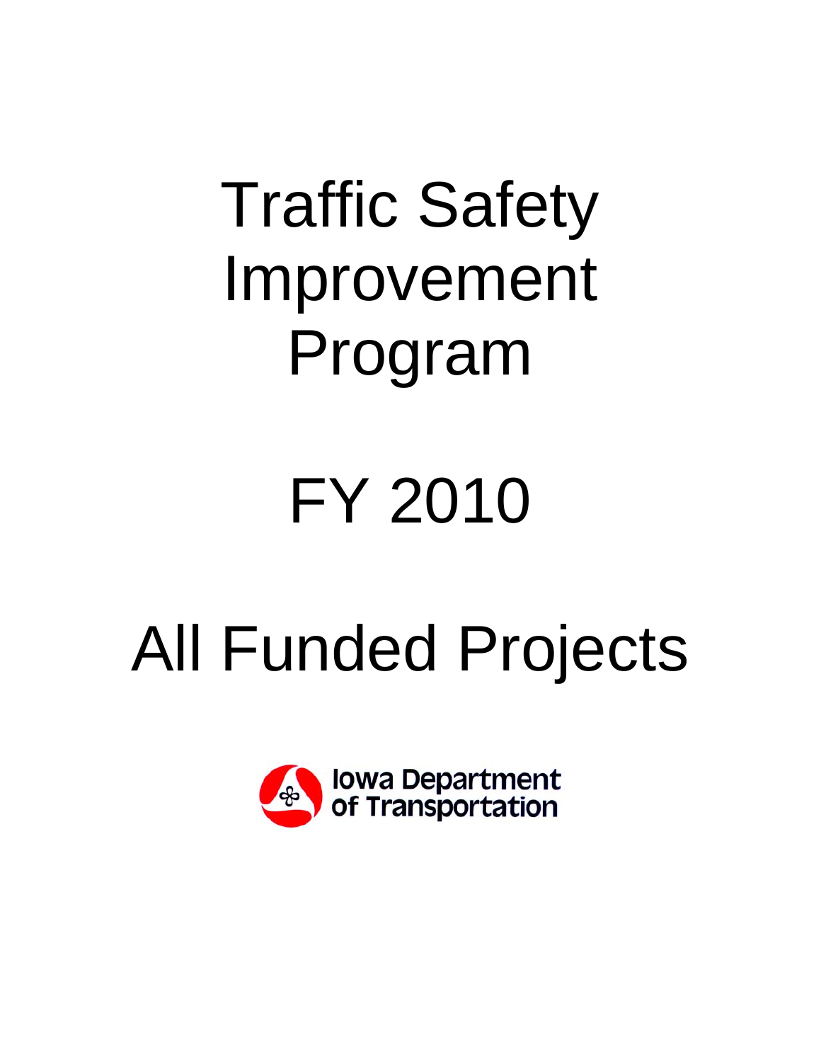# Traffic Safety Improvement Program

# FY 2010

# All Funded Projects

Iowa Department of Transportation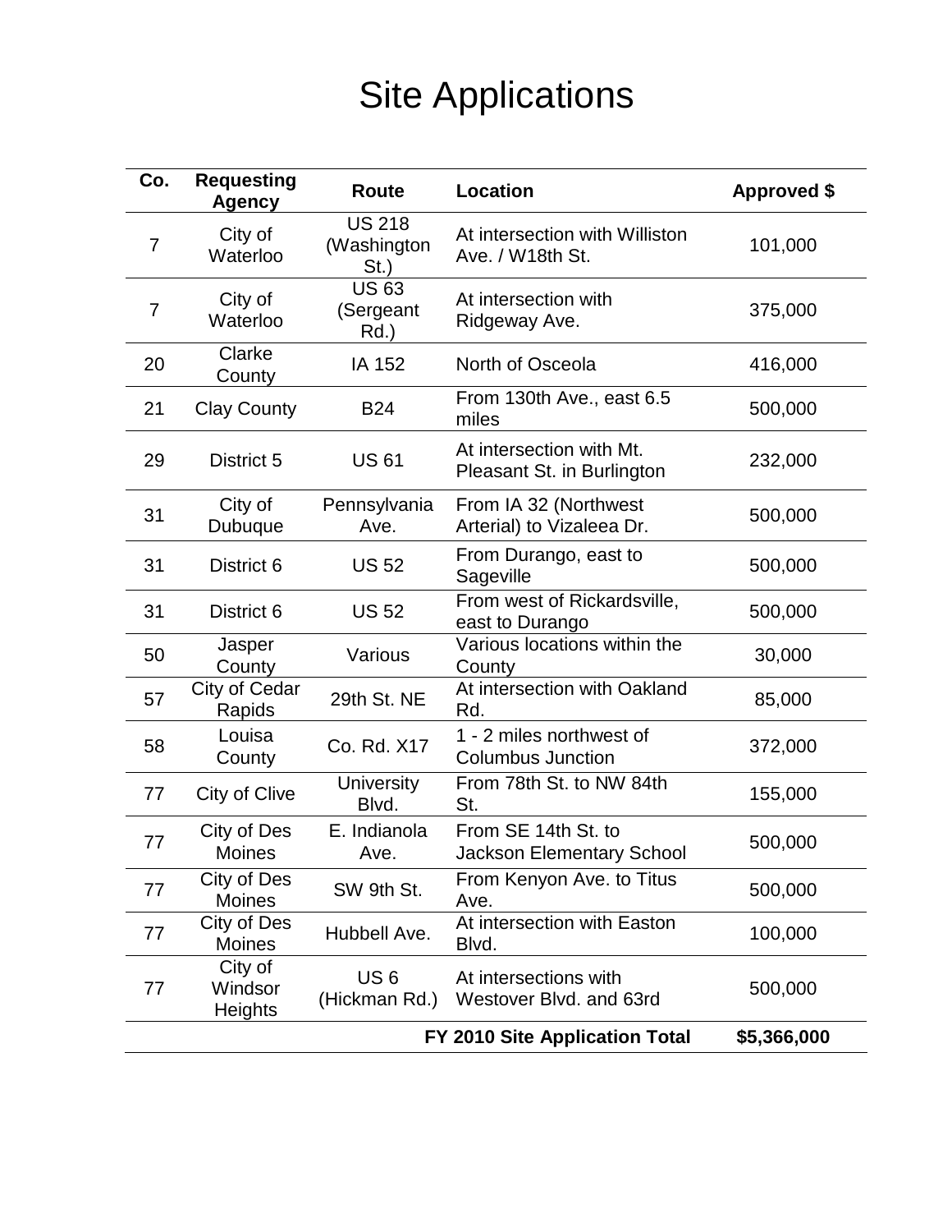# Site Applications

| Co. | Requesting Agency | Route | Location | Approved $ |
|---|---|---|---|---|
| 7 | City of Waterloo | US 218 (Washington St.) | At intersection with Williston Ave. / W18th St. | 101,000 |
| 7 | City of Waterloo | US 63 (Sergeant Rd.) | At intersection with Ridgeway Ave. | 375,000 |
| 20 | Clarke County | IA 152 | North of Osceola | 416,000 |
| 21 | Clay County | B24 | From 130th Ave., east 6.5 miles | 500,000 |
| 29 | District 5 | US 61 | At intersection with Mt. Pleasant St. in Burlington | 232,000 |
| 31 | City of Dubuque | Pennsylvania Ave. | From IA 32 (Northwest Arterial) to Vizaleea Dr. | 500,000 |
| 31 | District 6 | US 52 | From Durango, east to Sageville | 500,000 |
| 31 | District 6 | US 52 | From west of Rickardsville, east to Durango | 500,000 |
| 50 | Jasper County | Various | Various locations within the County | 30,000 |
| 57 | City of Cedar Rapids | 29th St. NE | At intersection with Oakland Rd. | 85,000 |
| 58 | Louisa County | Co. Rd. X17 | 1 - 2 miles northwest of Columbus Junction | 372,000 |
| 77 | City of Clive | University Blvd. | From 78th St. to NW 84th St. | 155,000 |
| 77 | City of Des Moines | E. Indianola Ave. | From SE 14th St. to Jackson Elementary School | 500,000 |
| 77 | City of Des Moines | SW 9th St. | From Kenyon Ave. to Titus Ave. | 500,000 |
| 77 | City of Des Moines | Hubbell Ave. | At intersection with Easton Blvd. | 100,000 |
| 77 | City of Windsor Heights | US 6 (Hickman Rd.) | At intersections with Westover Blvd. and 63rd | 500,000 |
| | | | **FY 2010 Site Application Total** | **$5,366,000** |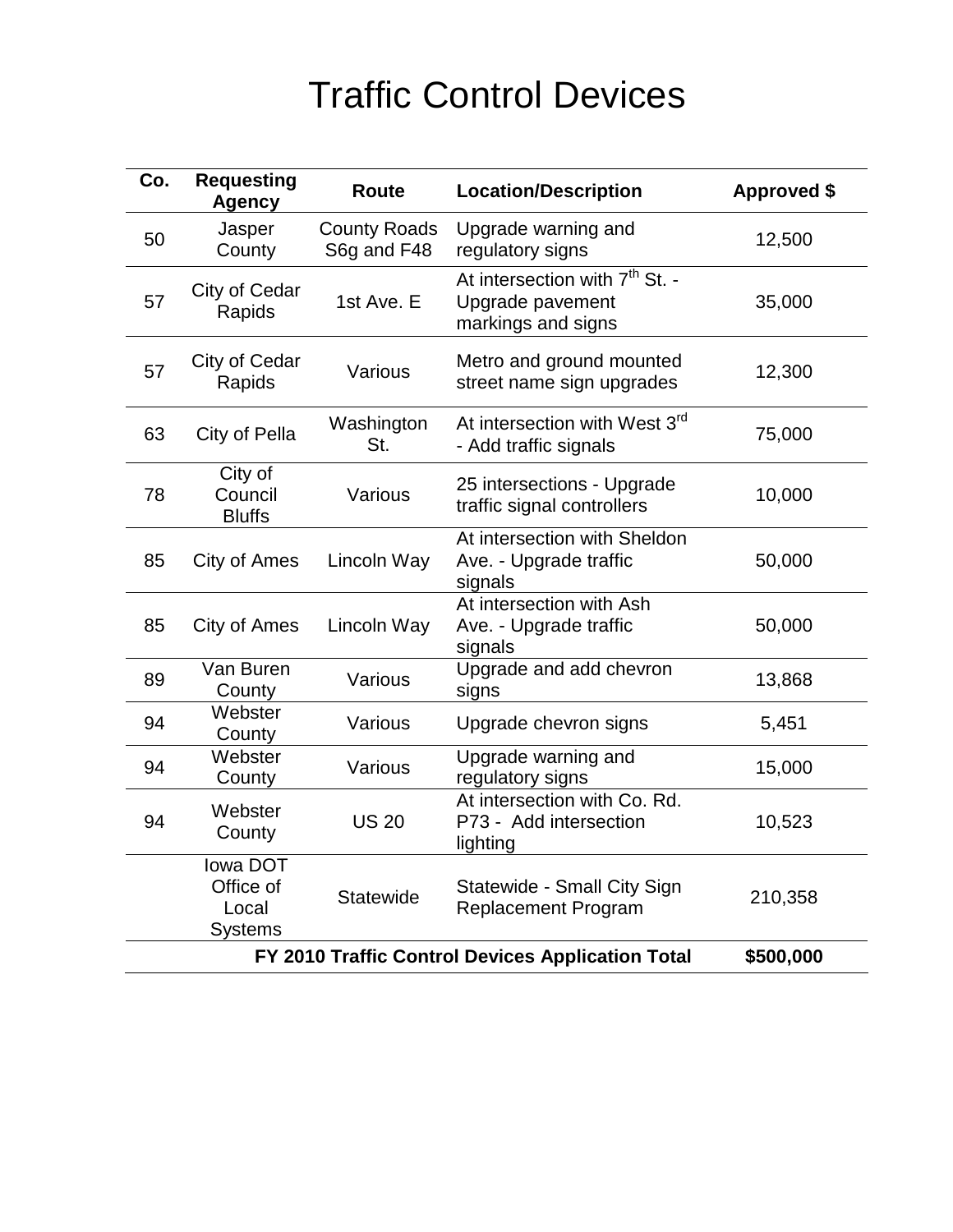# Traffic Control Devices

| Co. | Requesting Agency | Route | Location/Description | Approved $ |
|---|---|---|---|---|
| 50 | Jasper County | County Roads S6g and F48 | Upgrade warning and regulatory signs | 12,500 |
| 57 | City of Cedar Rapids | 1st Ave. E | At intersection with 7th St. - Upgrade pavement markings and signs | 35,000 |
| 57 | City of Cedar Rapids | Various | Metro and ground mounted street name sign upgrades | 12,300 |
| 63 | City of Pella | Washington St. | At intersection with West 3rd - Add traffic signals | 75,000 |
| 78 | City of Council Bluffs | Various | 25 intersections - Upgrade traffic signal controllers | 10,000 |
| 85 | City of Ames | Lincoln Way | At intersection with Sheldon Ave. - Upgrade traffic signals | 50,000 |
| 85 | City of Ames | Lincoln Way | At intersection with Ash Ave. - Upgrade traffic signals | 50,000 |
| 89 | Van Buren County | Various | Upgrade and add chevron signs | 13,868 |
| 94 | Webster County | Various | Upgrade chevron signs | 5,451 |
| 94 | Webster County | Various | Upgrade warning and regulatory signs | 15,000 |
| 94 | Webster County | US 20 | At intersection with Co. Rd. P73 - Add intersection lighting | 10,523 |
| | Iowa DOT Office of Local Systems | Statewide | Statewide - Small City Sign Replacement Program | 210,358 |
| | | | **FY 2010 Traffic Control Devices Application Total** | **$500,000** |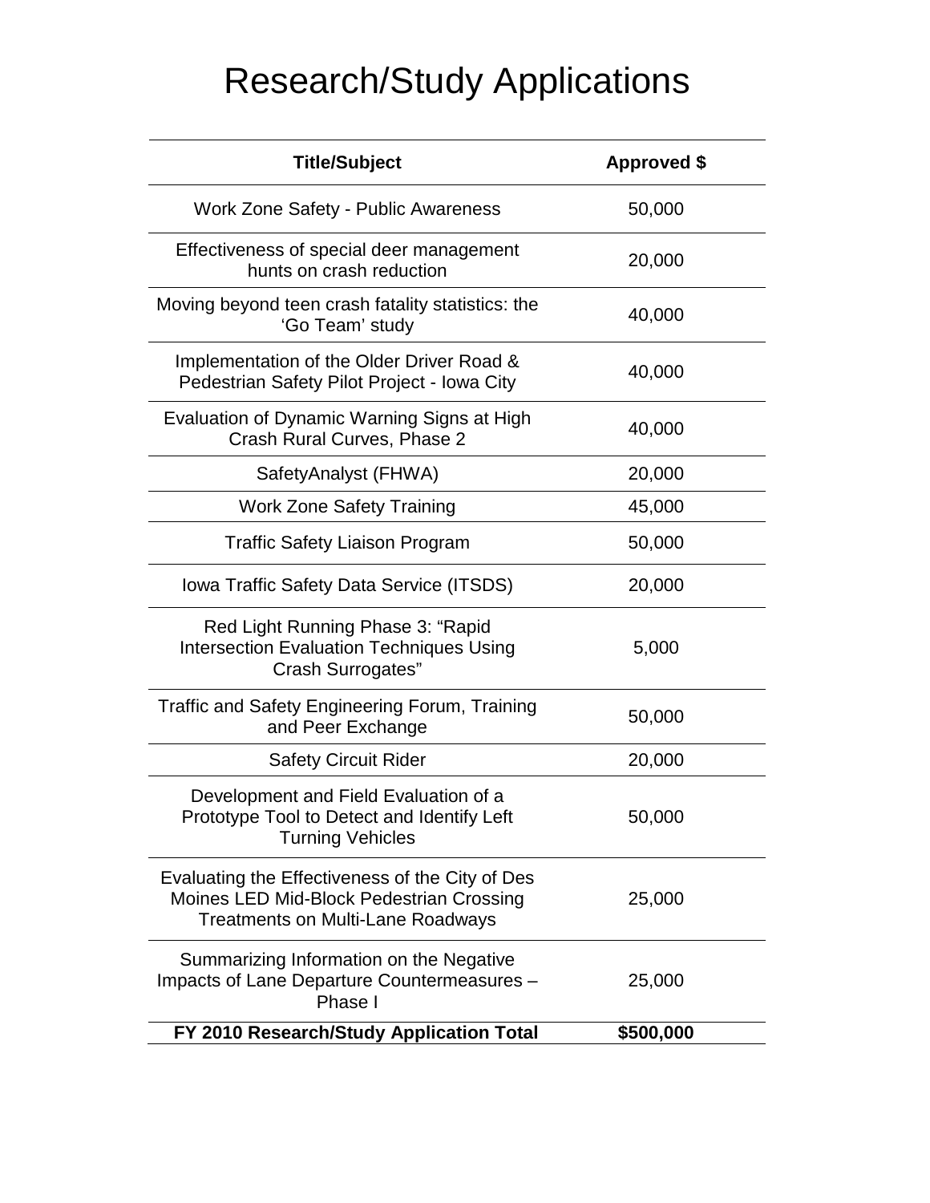# Research/Study Applications

| Title/Subject | Approved $ |
|---|---|
| Work Zone Safety - Public Awareness | 50,000 |
| Effectiveness of special deer management hunts on crash reduction | 20,000 |
| Moving beyond teen crash fatality statistics: the 'Go Team' study | 40,000 |
| Implementation of the Older Driver Road & Pedestrian Safety Pilot Project - Iowa City | 40,000 |
| Evaluation of Dynamic Warning Signs at High Crash Rural Curves, Phase 2 | 40,000 |
| SafetyAnalyst (FHWA) | 20,000 |
| Work Zone Safety Training | 45,000 |
| Traffic Safety Liaison Program | 50,000 |
| Iowa Traffic Safety Data Service (ITSDS) | 20,000 |
| Red Light Running Phase 3: "Rapid Intersection Evaluation Techniques Using Crash Surrogates" | 5,000 |
| Traffic and Safety Engineering Forum, Training and Peer Exchange | 50,000 |
| Safety Circuit Rider | 20,000 |
| Development and Field Evaluation of a Prototype Tool to Detect and Identify Left Turning Vehicles | 50,000 |
| Evaluating the Effectiveness of the City of Des Moines LED Mid-Block Pedestrian Crossing Treatments on Multi-Lane Roadways | 25,000 |
| Summarizing Information on the Negative Impacts of Lane Departure Countermeasures – Phase I | 25,000 |
| **FY 2010 Research/Study Application Total** | **$500,000** |